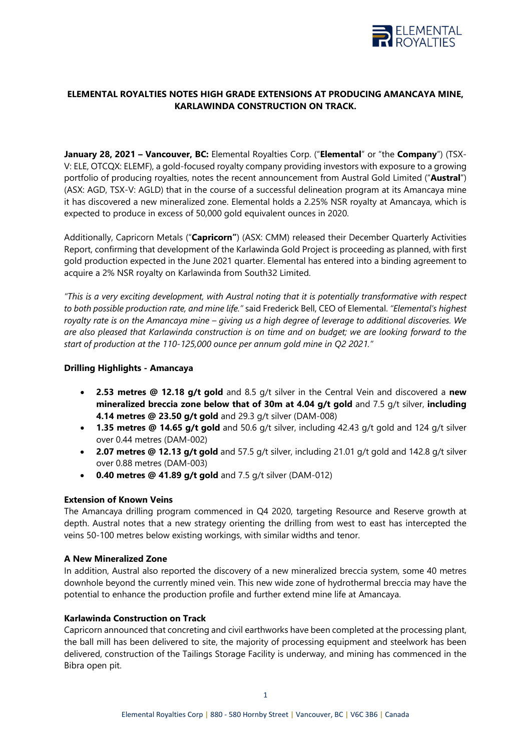# ELEMENTAL ROYALTIES NOTES HIGH GRADE EXTENSIONS AT PRODUCING AMANCAYA MINE, KARLAWINDA CONSTRUCTION ON TRACK.

**January 28, 2021 – Vancouver, BC:** Elemental Royalties Corp. ("**Elemental**" or "the **Company**") (TSX-V: ELE, OTCQX: ELEMF), a gold-focused royalty company providing investors with exposure to a growing portfolio of producing royalties, notes the recent announcement from Austral Gold Limited ("**Austral**") (ASX: AGD, TSX-V: AGLD) that in the course of a successful delineation program at its Amancaya mine it has discovered a new mineralized zone. Elemental holds a 2.25% NSR royalty at Amancaya, which is expected to produce in excess of 50,000 gold equivalent ounces in 2020.

Additionally, Capricorn Metals ("**Capricorn"**) (ASX: CMM) released their December Quarterly Activities Report, confirming that development of the Karlawinda Gold Project is proceeding as planned, with first gold production expected in the June 2021 quarter. Elemental has entered into a binding agreement to acquire a 2% NSR royalty on Karlawinda from South32 Limited.

*"This is a very exciting development, with Austral noting that it is potentially transformative with respect to both possible production rate, and mine life."* said Frederick Bell, CEO of Elemental. *"Elemental's highest royalty rate is on the Amancaya mine – giving us a high degree of leverage to additional discoveries. We are also pleased that Karlawinda construction is on time and on budget; we are looking forward to the start of production at the 110-125,000 ounce per annum gold mine in Q2 2021."*

### Drilling Highlights - Amancaya

- **2.53 metres @ 12.18 g/t gold** and 8.5 g/t silver in the Central Vein and discovered a **new mineralized breccia zone below that of 30m at 4.04 g/t gold** and 7.5 g/t silver, **including 4.14 metres @ 23.50 g/t gold** and 29.3 g/t silver (DAM-008)
- **1.35 metres @ 14.65 g/t gold** and 50.6 g/t silver, including 42.43 g/t gold and 124 g/t silver over 0.44 metres (DAM-002)
- **2.07 metres @ 12.13 g/t gold** and 57.5 g/t silver, including 21.01 g/t gold and 142.8 g/t silver over 0.88 metres (DAM-003)
- **0.40 metres @ 41.89 g/t gold** and 7.5 g/t silver (DAM-012)

### Extension of Known Veins

The Amancaya drilling program commenced in Q4 2020, targeting Resource and Reserve growth at depth. Austral notes that a new strategy orienting the drilling from west to east has intercepted the veins 50-100 metres below existing workings, with similar widths and tenor.

### A New Mineralized Zone

In addition, Austral also reported the discovery of a new mineralized breccia system, some 40 metres downhole beyond the currently mined vein. This new wide zone of hydrothermal breccia may have the potential to enhance the production profile and further extend mine life at Amancaya.

### Karlawinda Construction on Track

Capricorn announced that concreting and civil earthworks have been completed at the processing plant, the ball mill has been delivered to site, the majority of processing equipment and steelwork has been delivered, construction of the Tailings Storage Facility is underway, and mining has commenced in the Bibra open pit.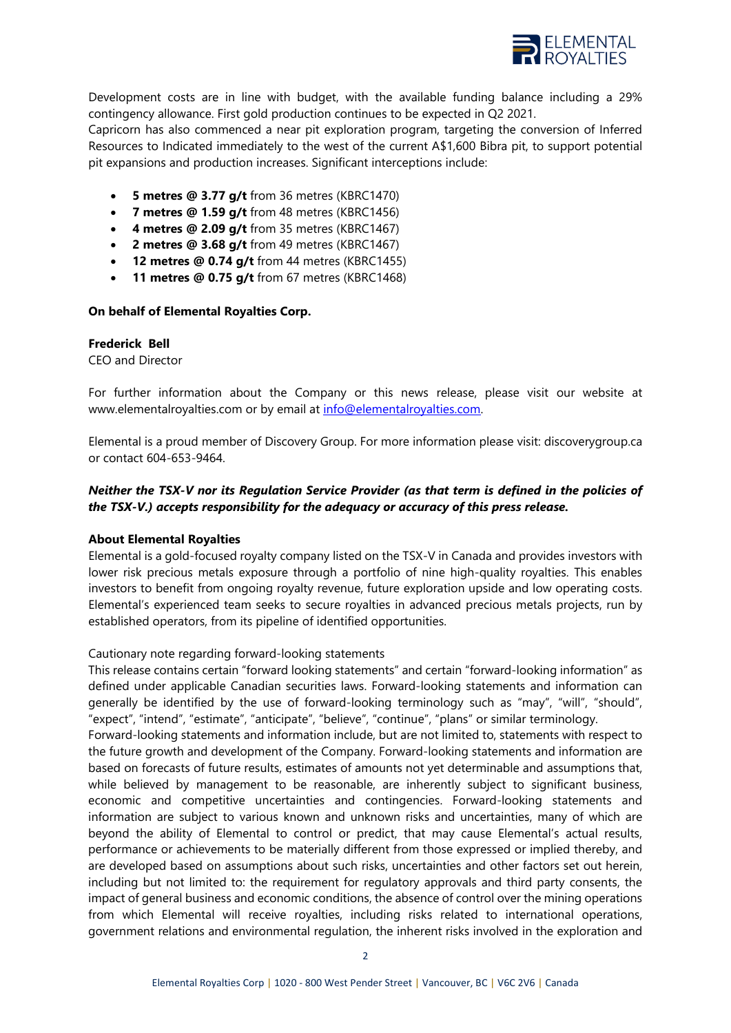Development costs are in line with budget, with the available funding balance including a 29% contingency allowance. First gold production continues to be expected in Q2 2021.

Capricorn has also commenced a near pit exploration program, targeting the conversion of Inferred Resources to Indicated immediately to the west of the current A$1,600 Bibra pit, to support potential pit expansions and production increases. Significant interceptions include:

- **5 metres @ 3.77 g/t** from 36 metres (KBRC1470)
- **7 metres @ 1.59 g/t** from 48 metres (KBRC1456)
- **4 metres @ 2.09 g/t** from 35 metres (KBRC1467)
- **2 metres @ 3.68 g/t** from 49 metres (KBRC1467)
- **12 metres @ 0.74 g/t** from 44 metres (KBRC1455)
- **11 metres @ 0.75 g/t** from 67 metres (KBRC1468)

**On behalf of Elemental Royalties Corp.**

**Frederick Bell**
CEO and Director

For further information about the Company or this news release, please visit our website at www.elementalroyalties.com or by email at info@elementalroyalties.com.

Elemental is a proud member of Discovery Group. For more information please visit: discoverygroup.ca or contact 604-653-9464.

***Neither the TSX-V nor its Regulation Service Provider (as that term is defined in the policies of the TSX-V.) accepts responsibility for the adequacy or accuracy of this press release.***

**About Elemental Royalties**

Elemental is a gold-focused royalty company listed on the TSX-V in Canada and provides investors with lower risk precious metals exposure through a portfolio of nine high-quality royalties. This enables investors to benefit from ongoing royalty revenue, future exploration upside and low operating costs. Elemental's experienced team seeks to secure royalties in advanced precious metals projects, run by established operators, from its pipeline of identified opportunities.

Cautionary note regarding forward-looking statements

This release contains certain "forward looking statements" and certain "forward-looking information" as defined under applicable Canadian securities laws. Forward-looking statements and information can generally be identified by the use of forward-looking terminology such as "may", "will", "should", "expect", "intend", "estimate", "anticipate", "believe", "continue", "plans" or similar terminology.

Forward-looking statements and information include, but are not limited to, statements with respect to the future growth and development of the Company. Forward-looking statements and information are based on forecasts of future results, estimates of amounts not yet determinable and assumptions that, while believed by management to be reasonable, are inherently subject to significant business, economic and competitive uncertainties and contingencies. Forward-looking statements and information are subject to various known and unknown risks and uncertainties, many of which are beyond the ability of Elemental to control or predict, that may cause Elemental's actual results, performance or achievements to be materially different from those expressed or implied thereby, and are developed based on assumptions about such risks, uncertainties and other factors set out herein, including but not limited to: the requirement for regulatory approvals and third party consents, the impact of general business and economic conditions, the absence of control over the mining operations from which Elemental will receive royalties, including risks related to international operations, government relations and environmental regulation, the inherent risks involved in the exploration and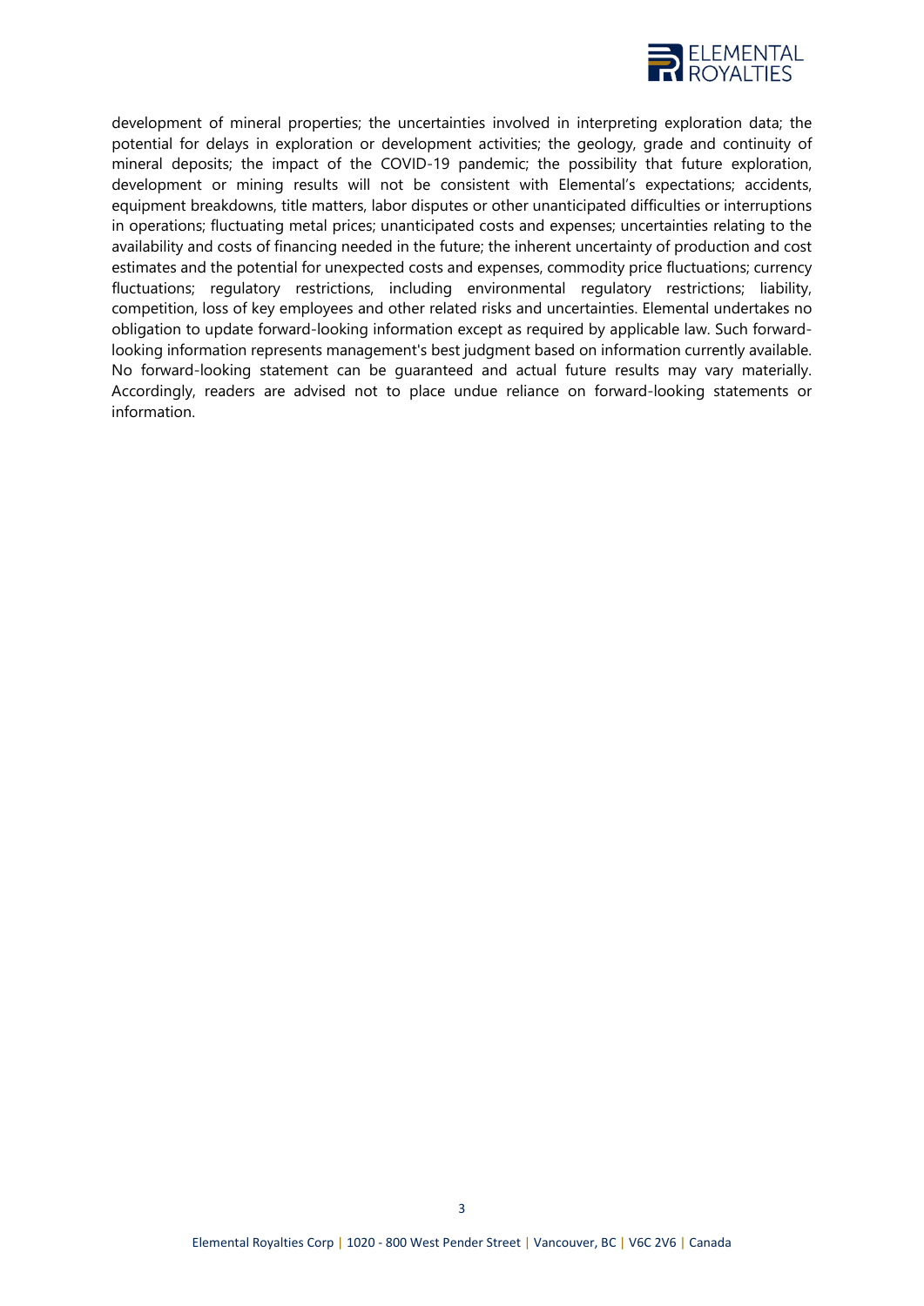development of mineral properties; the uncertainties involved in interpreting exploration data; the potential for delays in exploration or development activities; the geology, grade and continuity of mineral deposits; the impact of the COVID-19 pandemic; the possibility that future exploration, development or mining results will not be consistent with Elemental's expectations; accidents, equipment breakdowns, title matters, labor disputes or other unanticipated difficulties or interruptions in operations; fluctuating metal prices; unanticipated costs and expenses; uncertainties relating to the availability and costs of financing needed in the future; the inherent uncertainty of production and cost estimates and the potential for unexpected costs and expenses, commodity price fluctuations; currency fluctuations; regulatory restrictions, including environmental regulatory restrictions; liability, competition, loss of key employees and other related risks and uncertainties. Elemental undertakes no obligation to update forward-looking information except as required by applicable law. Such forward-looking information represents management's best judgment based on information currently available. No forward-looking statement can be guaranteed and actual future results may vary materially. Accordingly, readers are advised not to place undue reliance on forward-looking statements or information.